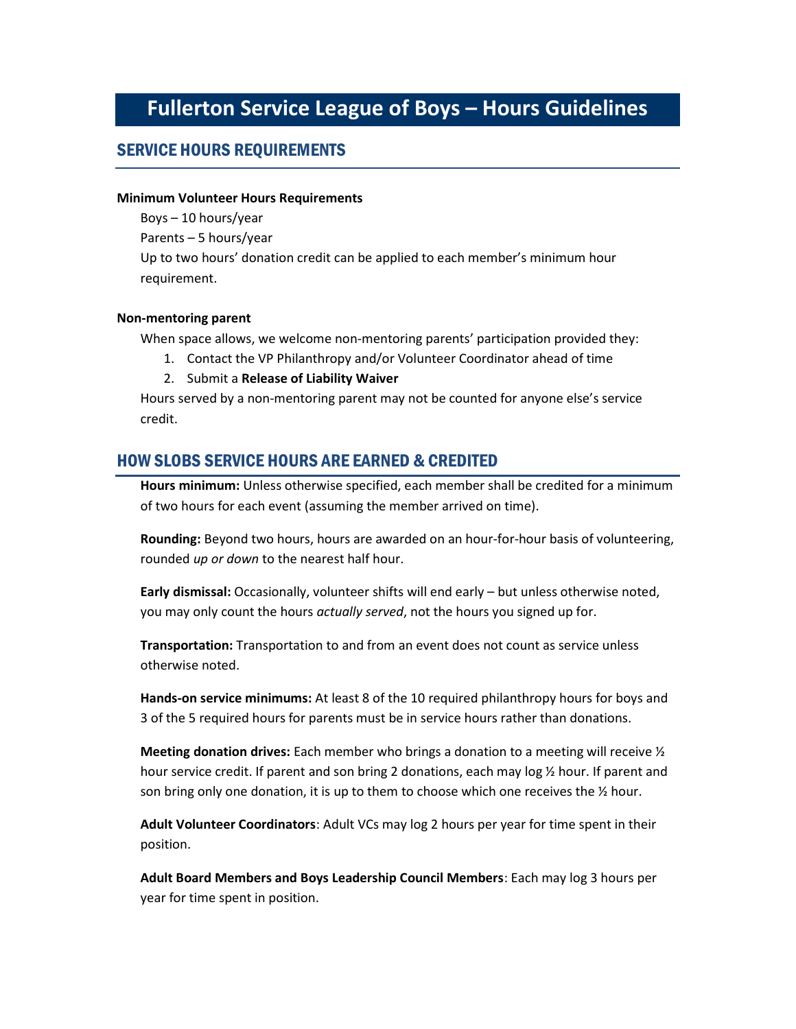# Fullerton Service League of Boys – Hours Guidelines

## SERVICE HOURS REQUIREMENTS

**Minimum Volunteer Hours Requirements**

Boys – 10 hours/year

Parents – 5 hours/year

Up to two hours' donation credit can be applied to each member's minimum hour requirement.

**Non-mentoring parent**

When space allows, we welcome non-mentoring parents' participation provided they:

1. Contact the VP Philanthropy and/or Volunteer Coordinator ahead of time
2. Submit a **Release of Liability Waiver**

Hours served by a non-mentoring parent may not be counted for anyone else's service credit.

## HOW SLOBS SERVICE HOURS ARE EARNED & CREDITED

**Hours minimum:** Unless otherwise specified, each member shall be credited for a minimum of two hours for each event (assuming the member arrived on time).

**Rounding:** Beyond two hours, hours are awarded on an hour-for-hour basis of volunteering, rounded *up or down* to the nearest half hour.

**Early dismissal:** Occasionally, volunteer shifts will end early – but unless otherwise noted, you may only count the hours *actually served*, not the hours you signed up for.

**Transportation:** Transportation to and from an event does not count as service unless otherwise noted.

**Hands-on service minimums:** At least 8 of the 10 required philanthropy hours for boys and 3 of the 5 required hours for parents must be in service hours rather than donations.

**Meeting donation drives:** Each member who brings a donation to a meeting will receive ½ hour service credit. If parent and son bring 2 donations, each may log ½ hour. If parent and son bring only one donation, it is up to them to choose which one receives the ½ hour.

**Adult Volunteer Coordinators**: Adult VCs may log 2 hours per year for time spent in their position.

**Adult Board Members and Boys Leadership Council Members**: Each may log 3 hours per year for time spent in position.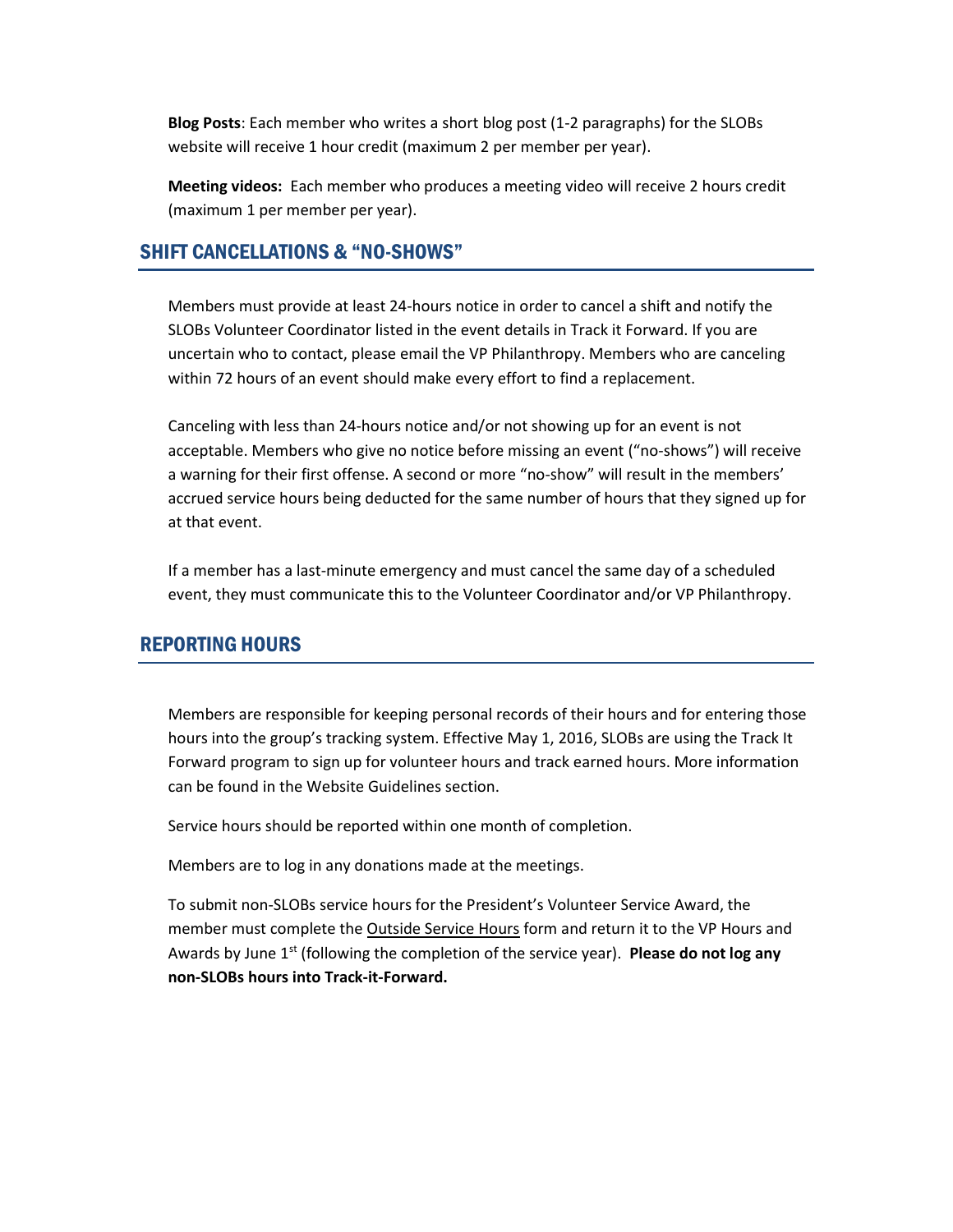**Blog Posts**: Each member who writes a short blog post (1-2 paragraphs) for the SLOBs website will receive 1 hour credit (maximum 2 per member per year).

**Meeting videos:** Each member who produces a meeting video will receive 2 hours credit (maximum 1 per member per year).

## SHIFT CANCELLATIONS & "NO-SHOWS"

Members must provide at least 24-hours notice in order to cancel a shift and notify the SLOBs Volunteer Coordinator listed in the event details in Track it Forward. If you are uncertain who to contact, please email the VP Philanthropy. Members who are canceling within 72 hours of an event should make every effort to find a replacement.

Canceling with less than 24-hours notice and/or not showing up for an event is not acceptable. Members who give no notice before missing an event ("no-shows") will receive a warning for their first offense. A second or more "no-show" will result in the members' accrued service hours being deducted for the same number of hours that they signed up for at that event.

If a member has a last-minute emergency and must cancel the same day of a scheduled event, they must communicate this to the Volunteer Coordinator and/or VP Philanthropy.

## REPORTING HOURS

Members are responsible for keeping personal records of their hours and for entering those hours into the group's tracking system. Effective May 1, 2016, SLOBs are using the Track It Forward program to sign up for volunteer hours and track earned hours. More information can be found in the Website Guidelines section.

Service hours should be reported within one month of completion.

Members are to log in any donations made at the meetings.

To submit non-SLOBs service hours for the President's Volunteer Service Award, the member must complete the Outside Service Hours form and return it to the VP Hours and Awards by June 1st (following the completion of the service year). **Please do not log any non-SLOBs hours into Track-it-Forward.**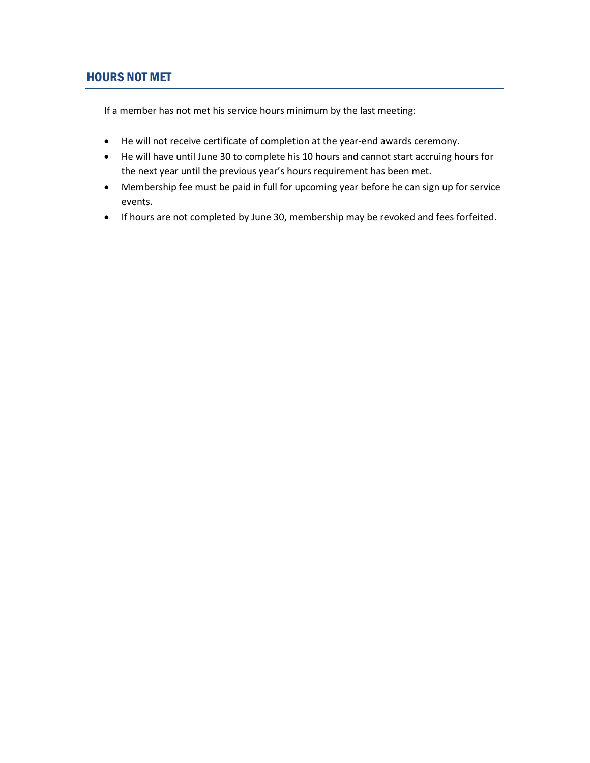## HOURS NOT MET

If a member has not met his service hours minimum by the last meeting:

- He will not receive certificate of completion at the year-end awards ceremony.
- He will have until June 30 to complete his 10 hours and cannot start accruing hours for the next year until the previous year's hours requirement has been met.
- Membership fee must be paid in full for upcoming year before he can sign up for service events.
- If hours are not completed by June 30, membership may be revoked and fees forfeited.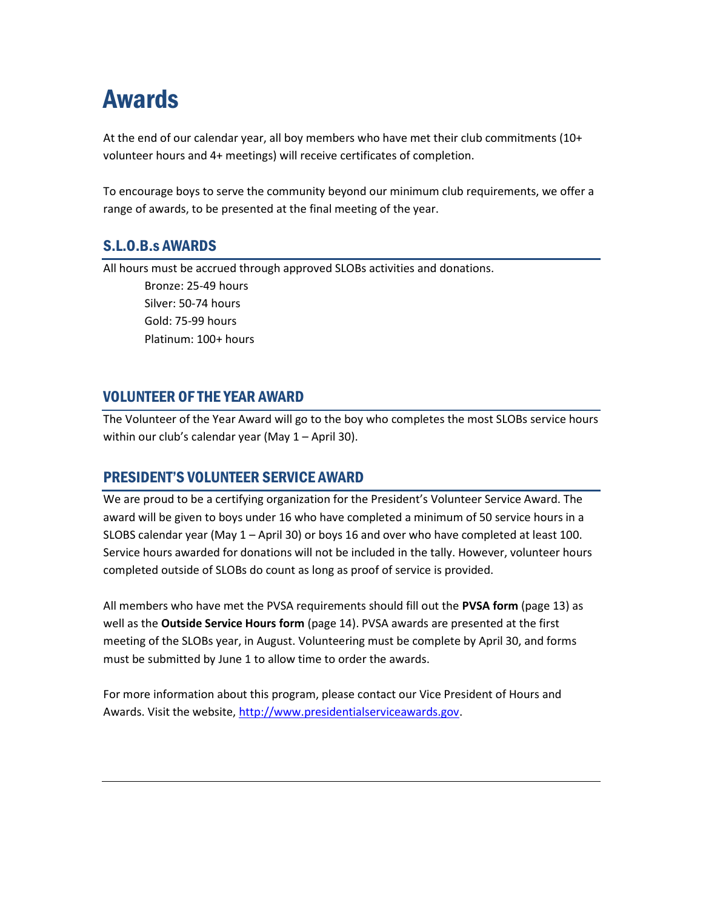# Awards

At the end of our calendar year, all boy members who have met their club commitments (10+ volunteer hours and 4+ meetings) will receive certificates of completion.

To encourage boys to serve the community beyond our minimum club requirements, we offer a range of awards, to be presented at the final meeting of the year.

## S.L.O.B.s AWARDS

All hours must be accrued through approved SLOBs activities and donations.

- Bronze: 25-49 hours
- Silver: 50-74 hours
- Gold: 75-99 hours
- Platinum: 100+ hours

## VOLUNTEER OF THE YEAR AWARD

The Volunteer of the Year Award will go to the boy who completes the most SLOBs service hours within our club's calendar year (May 1 – April 30).

## PRESIDENT'S VOLUNTEER SERVICE AWARD

We are proud to be a certifying organization for the President's Volunteer Service Award. The award will be given to boys under 16 who have completed a minimum of 50 service hours in a SLOBS calendar year (May 1 – April 30) or boys 16 and over who have completed at least 100. Service hours awarded for donations will not be included in the tally. However, volunteer hours completed outside of SLOBs do count as long as proof of service is provided.

All members who have met the PVSA requirements should fill out the **PVSA form** (page 13) as well as the **Outside Service Hours form** (page 14). PVSA awards are presented at the first meeting of the SLOBs year, in August. Volunteering must be complete by April 30, and forms must be submitted by June 1 to allow time to order the awards.

For more information about this program, please contact our Vice President of Hours and Awards. Visit the website, [http://www.presidentialserviceawards.gov](http://www.presidentialserviceawards.gov).